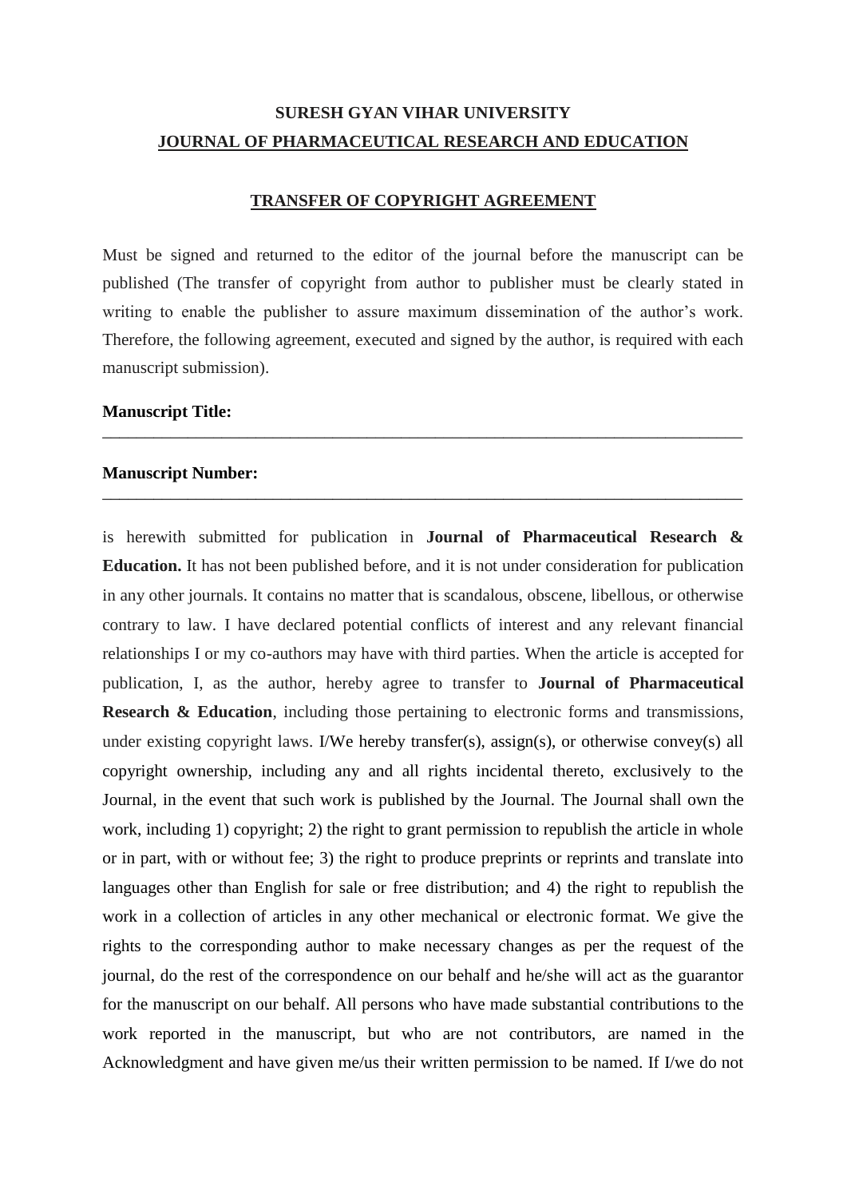**SURESH GYAN VIHAR UNIVERSITY**

**JOURNAL OF PHARMACEUTICAL RESEARCH AND EDUCATION**

**TRANSFER OF COPYRIGHT AGREEMENT**

Must be signed and returned to the editor of the journal before the manuscript can be published (The transfer of copyright from author to publisher must be clearly stated in writing to enable the publisher to assure maximum dissemination of the author's work. Therefore, the following agreement, executed and signed by the author, is required with each manuscript submission).

**Manuscript Title:**

______________________________________________________________________________

**Manuscript Number:**

______________________________________________________________________________

is herewith submitted for publication in **Journal of Pharmaceutical Research & Education.** It has not been published before, and it is not under consideration for publication in any other journals. It contains no matter that is scandalous, obscene, libellous, or otherwise contrary to law. I have declared potential conflicts of interest and any relevant financial relationships I or my co-authors may have with third parties. When the article is accepted for publication, I, as the author, hereby agree to transfer to **Journal of Pharmaceutical Research & Education**, including those pertaining to electronic forms and transmissions, under existing copyright laws. I/We hereby transfer(s), assign(s), or otherwise convey(s) all copyright ownership, including any and all rights incidental thereto, exclusively to the Journal, in the event that such work is published by the Journal. The Journal shall own the work, including 1) copyright; 2) the right to grant permission to republish the article in whole or in part, with or without fee; 3) the right to produce preprints or reprints and translate into languages other than English for sale or free distribution; and 4) the right to republish the work in a collection of articles in any other mechanical or electronic format. We give the rights to the corresponding author to make necessary changes as per the request of the journal, do the rest of the correspondence on our behalf and he/she will act as the guarantor for the manuscript on our behalf. All persons who have made substantial contributions to the work reported in the manuscript, but who are not contributors, are named in the Acknowledgment and have given me/us their written permission to be named. If I/we do not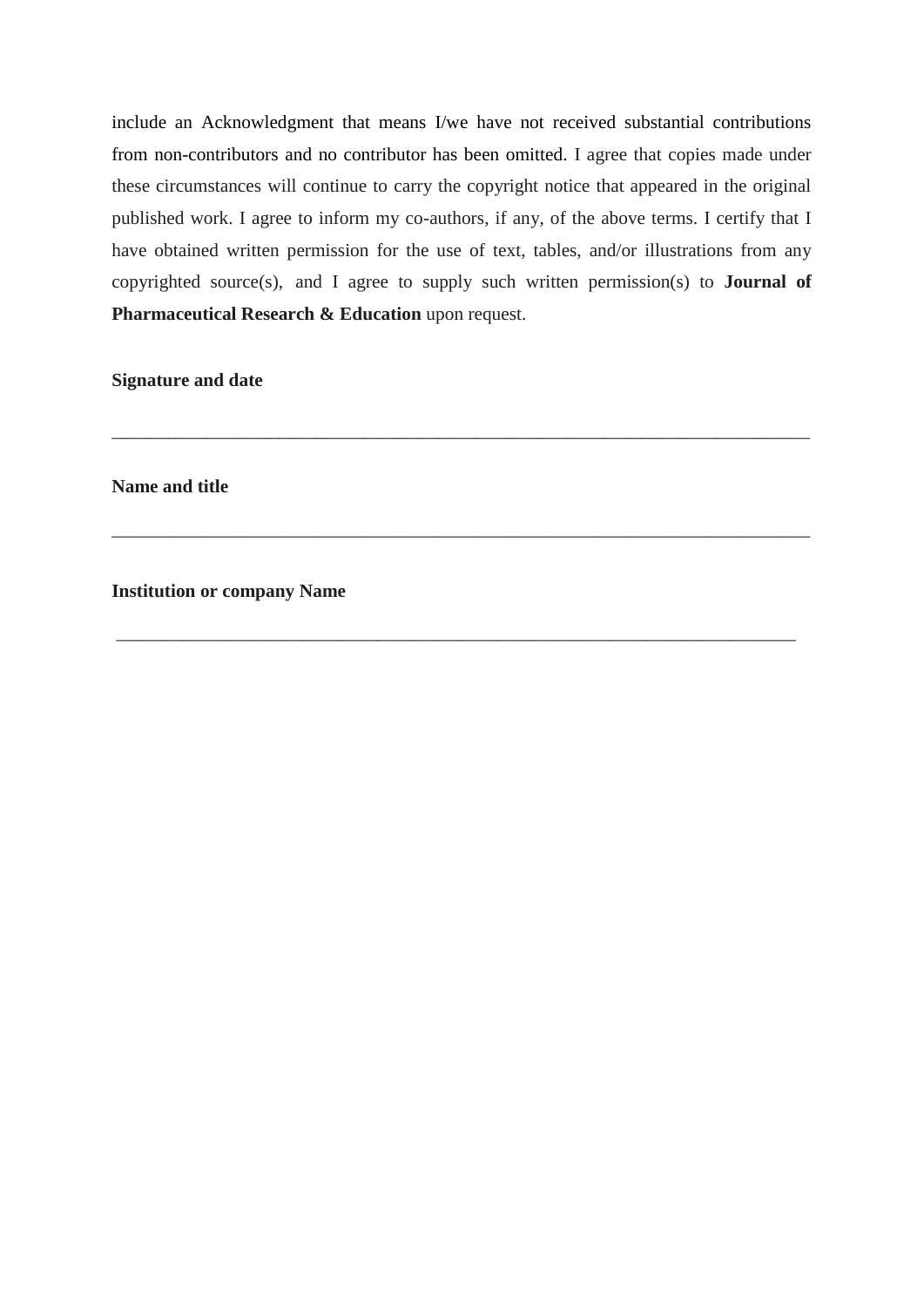include an Acknowledgment that means I/we have not received substantial contributions from non-contributors and no contributor has been omitted. I agree that copies made under these circumstances will continue to carry the copyright notice that appeared in the original published work. I agree to inform my co-authors, if any, of the above terms. I certify that I have obtained written permission for the use of text, tables, and/or illustrations from any copyrighted source(s), and I agree to supply such written permission(s) to **Journal of Pharmaceutical Research & Education** upon request.

**Signature and date**

______________________________________________________________________________

**Name and title**

______________________________________________________________________________

**Institution or company Name**

______________________________________________________________________________